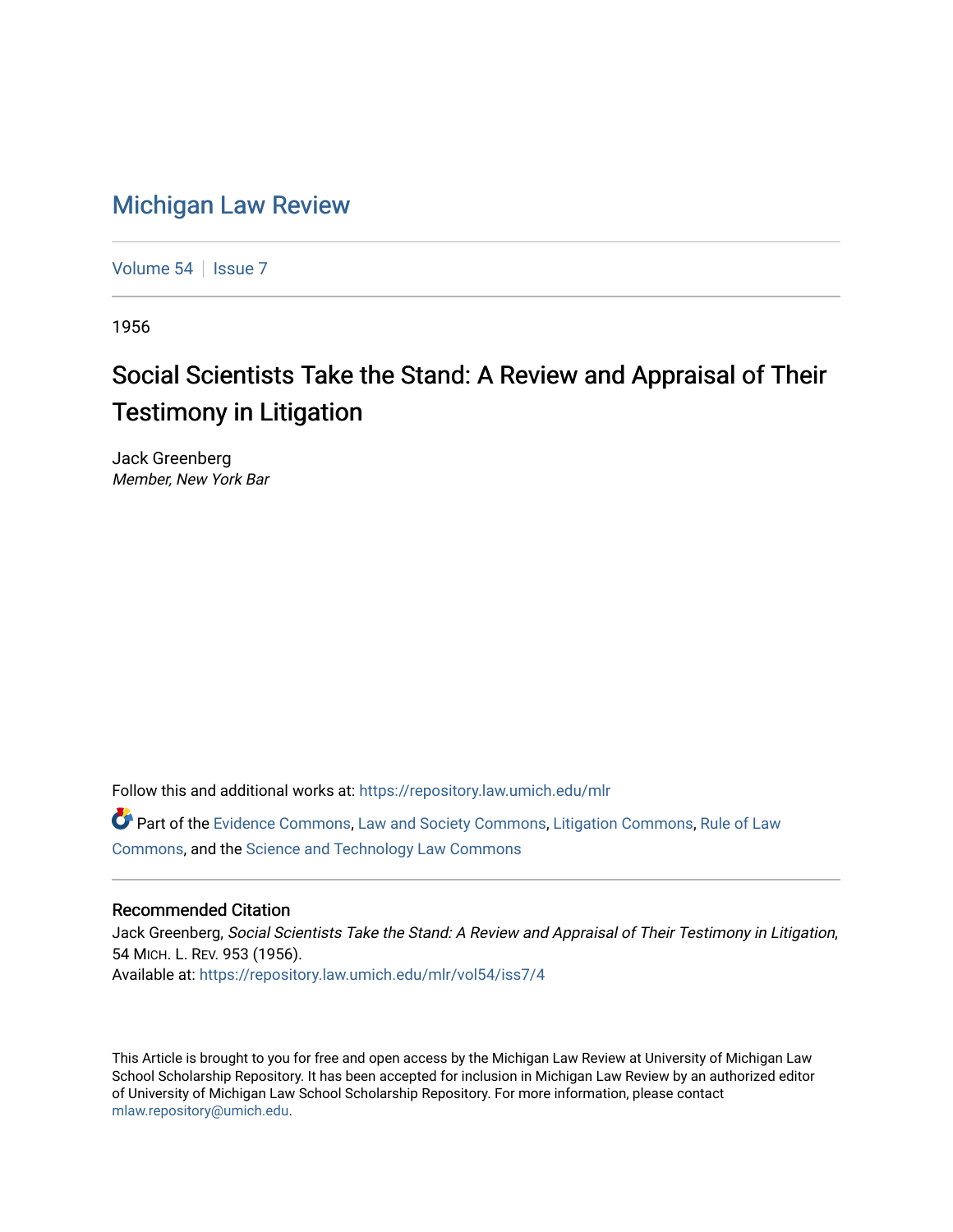# Michigan Law Review

Volume 54 | Issue 7

1956

## Social Scientists Take the Stand: A Review and Appraisal of Their Testimony in Litigation

Jack Greenberg
*Member, New York Bar*

Follow this and additional works at: https://repository.law.umich.edu/mlr

Part of the Evidence Commons, Law and Society Commons, Litigation Commons, Rule of Law Commons, and the Science and Technology Law Commons

### Recommended Citation

Jack Greenberg, *Social Scientists Take the Stand: A Review and Appraisal of Their Testimony in Litigation*, 54 MICH. L. REV. 953 (1956).
Available at: https://repository.law.umich.edu/mlr/vol54/iss7/4

This Article is brought to you for free and open access by the Michigan Law Review at University of Michigan Law School Scholarship Repository. It has been accepted for inclusion in Michigan Law Review by an authorized editor of University of Michigan Law School Scholarship Repository. For more information, please contact mlaw.repository@umich.edu.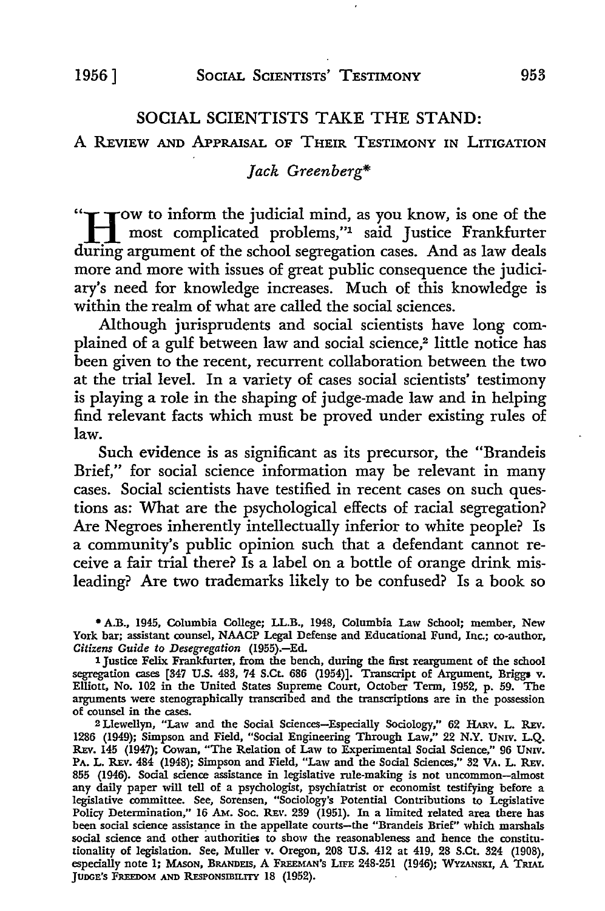# SOCIAL SCIENTISTS TAKE THE STAND: A REVIEW AND APPRAISAL OF THEIR TESTIMONY IN LITIGATION

*Jack Greenberg\**

"How to inform the judicial mind, as you know, is one of the most complicated problems,"[1] said Justice Frankfurter during argument of the school segregation cases. And as law deals more and more with issues of great public consequence the judiciary's need for knowledge increases. Much of this knowledge is within the realm of what are called the social sciences.

Although jurisprudents and social scientists have long complained of a gulf between law and social science,[2] little notice has been given to the recent, recurrent collaboration between the two at the trial level. In a variety of cases social scientists' testimony is playing a role in the shaping of judge-made law and in helping find relevant facts which must be proved under existing rules of law.

Such evidence is as significant as its precursor, the "Brandeis Brief," for social science information may be relevant in many cases. Social scientists have testified in recent cases on such questions as: What are the psychological effects of racial segregation? Are Negroes inherently intellectually inferior to white people? Is a community's public opinion such that a defendant cannot receive a fair trial there? Is a label on a bottle of orange drink misleading? Are two trademarks likely to be confused? Is a book so

---

\* A.B., 1945, Columbia College; LL.B., 1948, Columbia Law School; member, New York bar; assistant counsel, NAACP Legal Defense and Educational Fund, Inc.; co-author, *Citizens Guide to Desegregation* (1955).—Ed.

1 Justice Felix Frankfurter, from the bench, during the first reargument of the school segregation cases [347 U.S. 483, 74 S.Ct. 686 (1954)]. Transcript of Argument, Briggs v. Elliott, No. 102 in the United States Supreme Court, October Term, 1952, p. 59. The arguments were stenographically transcribed and the transcriptions are in the possession of counsel in the cases.

2 Llewellyn, "Law and the Social Sciences—Especially Sociology," 62 HARV. L. REV. 1286 (1949); Simpson and Field, "Social Engineering Through Law," 22 N.Y. UNIV. L.Q. REV. 145 (1947); Cowan, "The Relation of Law to Experimental Social Science," 96 UNIV. PA. L. REV. 484 (1948); Simpson and Field, "Law and the Social Sciences," 32 VA. L. REV. 855 (1946). Social science assistance in legislative rule-making is not uncommon—almost any daily paper will tell of a psychologist, psychiatrist or economist testifying before a legislative committee. See, Sorensen, "Sociology's Potential Contributions to Legislative Policy Determination," 16 AM. SOC. REV. 239 (1951). In a limited related area there has been social science assistance in the appellate courts—the "Brandeis Brief" which marshals social science and other authorities to show the reasonableness and hence the constitutionality of legislation. See, Muller v. Oregon, 208 U.S. 412 at 419, 28 S.Ct. 324 (1908), especially note 1; MASON, BRANDEIS, A FREEMAN'S LIFE 248-251 (1946); WYZANSKI, A TRIAL JUDGE'S FREEDOM AND RESPONSIBILITY 18 (1952).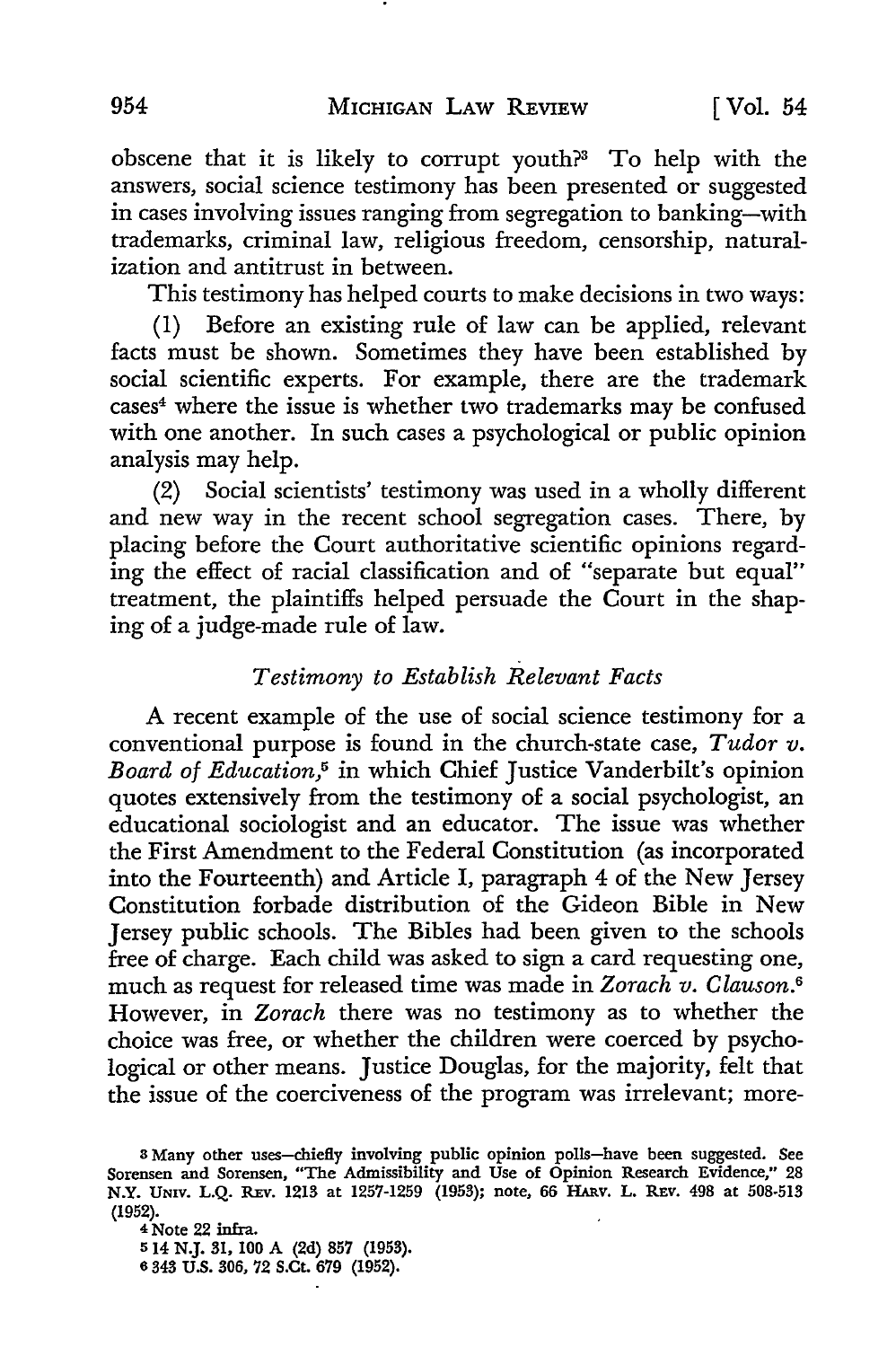obscene that it is likely to corrupt youth?[3] To help with the answers, social science testimony has been presented or suggested in cases involving issues ranging from segregation to banking—with trademarks, criminal law, religious freedom, censorship, naturalization and antitrust in between.

This testimony has helped courts to make decisions in two ways:

(1) Before an existing rule of law can be applied, relevant facts must be shown. Sometimes they have been established by social scientific experts. For example, there are the trademark cases[4] where the issue is whether two trademarks may be confused with one another. In such cases a psychological or public opinion analysis may help.

(2) Social scientists' testimony was used in a wholly different and new way in the recent school segregation cases. There, by placing before the Court authoritative scientific opinions regarding the effect of racial classification and of "separate but equal" treatment, the plaintiffs helped persuade the Court in the shaping of a judge-made rule of law.

*Testimony to Establish Relevant Facts*

A recent example of the use of social science testimony for a conventional purpose is found in the church-state case, *Tudor v. Board of Education,*[5] in which Chief Justice Vanderbilt's opinion quotes extensively from the testimony of a social psychologist, an educational sociologist and an educator. The issue was whether the First Amendment to the Federal Constitution (as incorporated into the Fourteenth) and Article I, paragraph 4 of the New Jersey Constitution forbade distribution of the Gideon Bible in New Jersey public schools. The Bibles had been given to the schools free of charge. Each child was asked to sign a card requesting one, much as request for released time was made in *Zorach v. Clauson.*[6] However, in *Zorach* there was no testimony as to whether the choice was free, or whether the children were coerced by psychological or other means. Justice Douglas, for the majority, felt that the issue of the coerciveness of the program was irrelevant; more-

[3] Many other uses—chiefly involving public opinion polls—have been suggested. See Sorensen and Sorensen, "The Admissibility and Use of Opinion Research Evidence," 28 N.Y. Univ. L.Q. Rev. 1213 at 1257-1259 (1953); note, 66 Harv. L. Rev. 498 at 508-513 (1952).

[4] Note 22 infra.

[5] 14 N.J. 31, 100 A (2d) 857 (1953).

[6] 343 U.S. 306, 72 S.Ct. 679 (1952).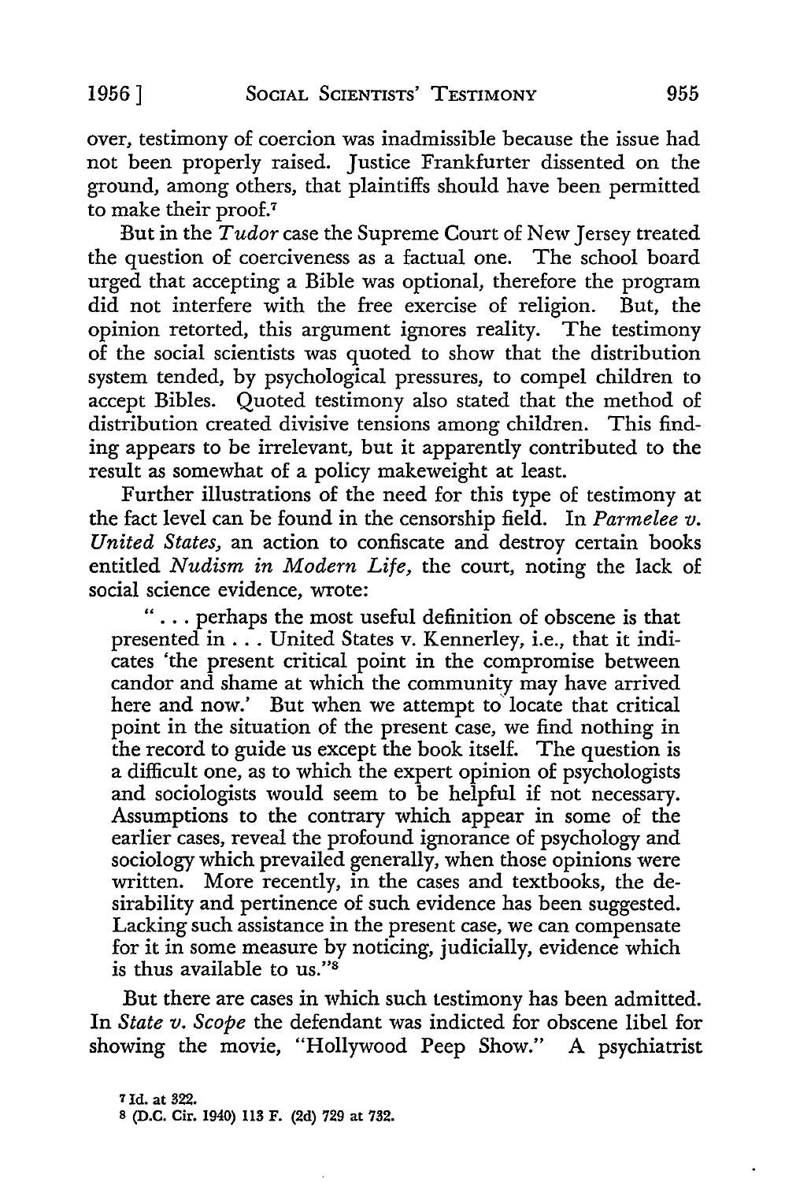over, testimony of coercion was inadmissible because the issue had not been properly raised. Justice Frankfurter dissented on the ground, among others, that plaintiffs should have been permitted to make their proof.[7]

But in the *Tudor* case the Supreme Court of New Jersey treated the question of coerciveness as a factual one. The school board urged that accepting a Bible was optional, therefore the program did not interfere with the free exercise of religion. But, the opinion retorted, this argument ignores reality. The testimony of the social scientists was quoted to show that the distribution system tended, by psychological pressures, to compel children to accept Bibles. Quoted testimony also stated that the method of distribution created divisive tensions among children. This finding appears to be irrelevant, but it apparently contributed to the result as somewhat of a policy makeweight at least.

Further illustrations of the need for this type of testimony at the fact level can be found in the censorship field. In *Parmelee v. United States,* an action to confiscate and destroy certain books entitled *Nudism in Modern Life,* the court, noting the lack of social science evidence, wrote:

> ". . . perhaps the most useful definition of obscene is that presented in . . . United States v. Kennerley, i.e., that it indicates 'the present critical point in the compromise between candor and shame at which the community may have arrived here and now.' But when we attempt to locate that critical point in the situation of the present case, we find nothing in the record to guide us except the book itself. The question is a difficult one, as to which the expert opinion of psychologists and sociologists would seem to be helpful if not necessary. Assumptions to the contrary which appear in some of the earlier cases, reveal the profound ignorance of psychology and sociology which prevailed generally, when those opinions were written. More recently, in the cases and textbooks, the desirability and pertinence of such evidence has been suggested. Lacking such assistance in the present case, we can compensate for it in some measure by noticing, judicially, evidence which is thus available to us."[8]

But there are cases in which such testimony has been admitted. In *State v. Scope* the defendant was indicted for obscene libel for showing the movie, "Hollywood Peep Show." A psychiatrist

[7] Id. at 322.

[8] (D.C. Cir. 1940) 113 F. (2d) 729 at 732.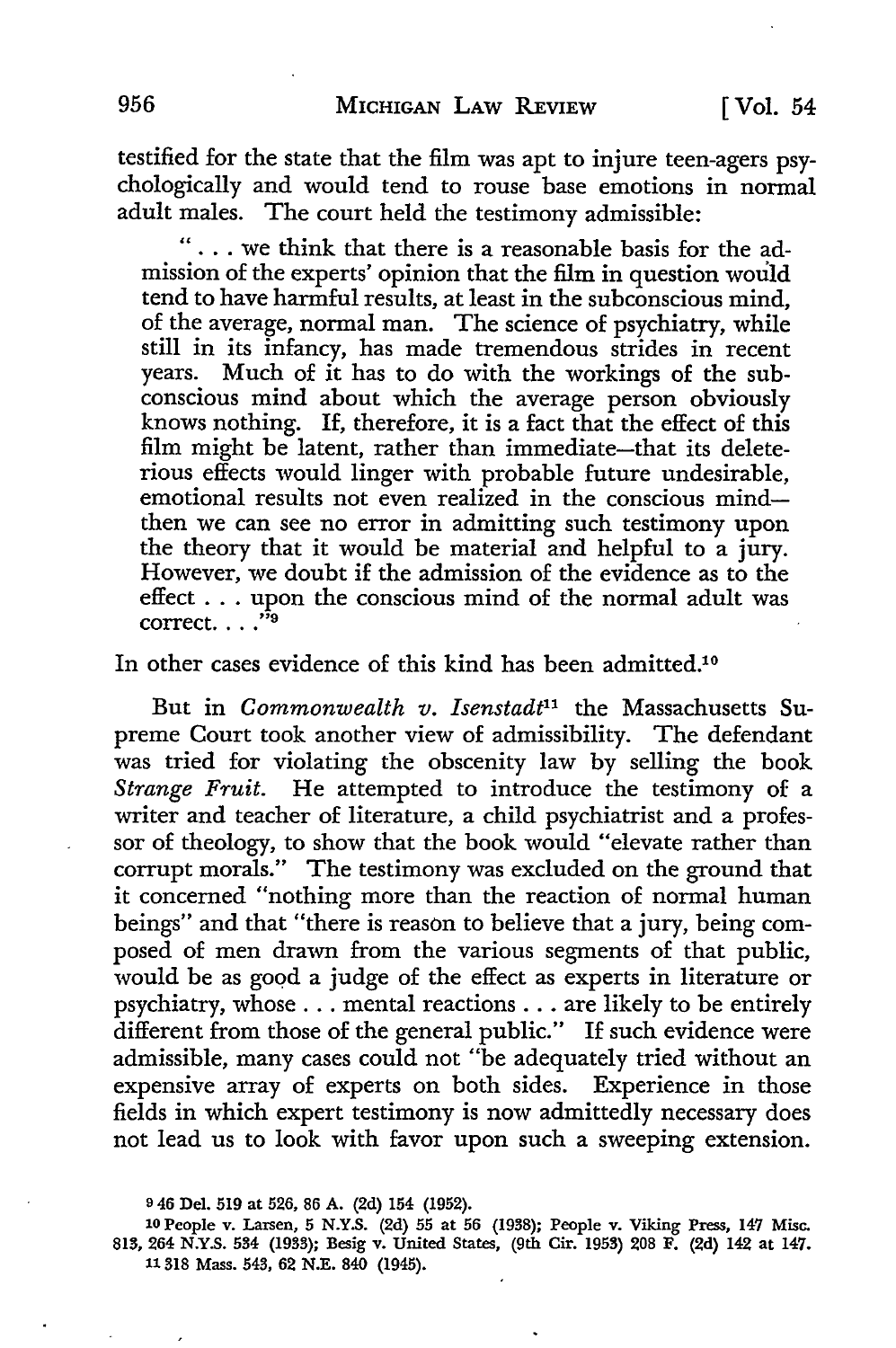testified for the state that the film was apt to injure teen-agers psychologically and would tend to rouse base emotions in normal adult males. The court held the testimony admissible:

> ". . . we think that there is a reasonable basis for the admission of the experts' opinion that the film in question would tend to have harmful results, at least in the subconscious mind, of the average, normal man. The science of psychiatry, while still in its infancy, has made tremendous strides in recent years. Much of it has to do with the workings of the subconscious mind about which the average person obviously knows nothing. If, therefore, it is a fact that the effect of this film might be latent, rather than immediate—that its deleterious effects would linger with probable future undesirable, emotional results not even realized in the conscious mind—then we can see no error in admitting such testimony upon the theory that it would be material and helpful to a jury. However, we doubt if the admission of the evidence as to the effect . . . upon the conscious mind of the normal adult was correct. . . ."[9]

In other cases evidence of this kind has been admitted.[10]

But in *Commonwealth v. Isenstadt*[11] the Massachusetts Supreme Court took another view of admissibility. The defendant was tried for violating the obscenity law by selling the book *Strange Fruit.* He attempted to introduce the testimony of a writer and teacher of literature, a child psychiatrist and a professor of theology, to show that the book would "elevate rather than corrupt morals." The testimony was excluded on the ground that it concerned "nothing more than the reaction of normal human beings" and that "there is reason to believe that a jury, being composed of men drawn from the various segments of that public, would be as good a judge of the effect as experts in literature or psychiatry, whose . . . mental reactions . . . are likely to be entirely different from those of the general public." If such evidence were admissible, many cases could not "be adequately tried without an expensive array of experts on both sides. Experience in those fields in which expert testimony is now admittedly necessary does not lead us to look with favor upon such a sweeping extension.

---

[9] 46 Del. 519 at 526, 86 A. (2d) 154 (1952).

[10] People v. Larsen, 5 N.Y.S. (2d) 55 at 56 (1938); People v. Viking Press, 147 Misc. 813, 264 N.Y.S. 534 (1933); Besig v. United States, (9th Cir. 1953) 208 F. (2d) 142 at 147.

[11] 318 Mass. 543, 62 N.E. 840 (1945).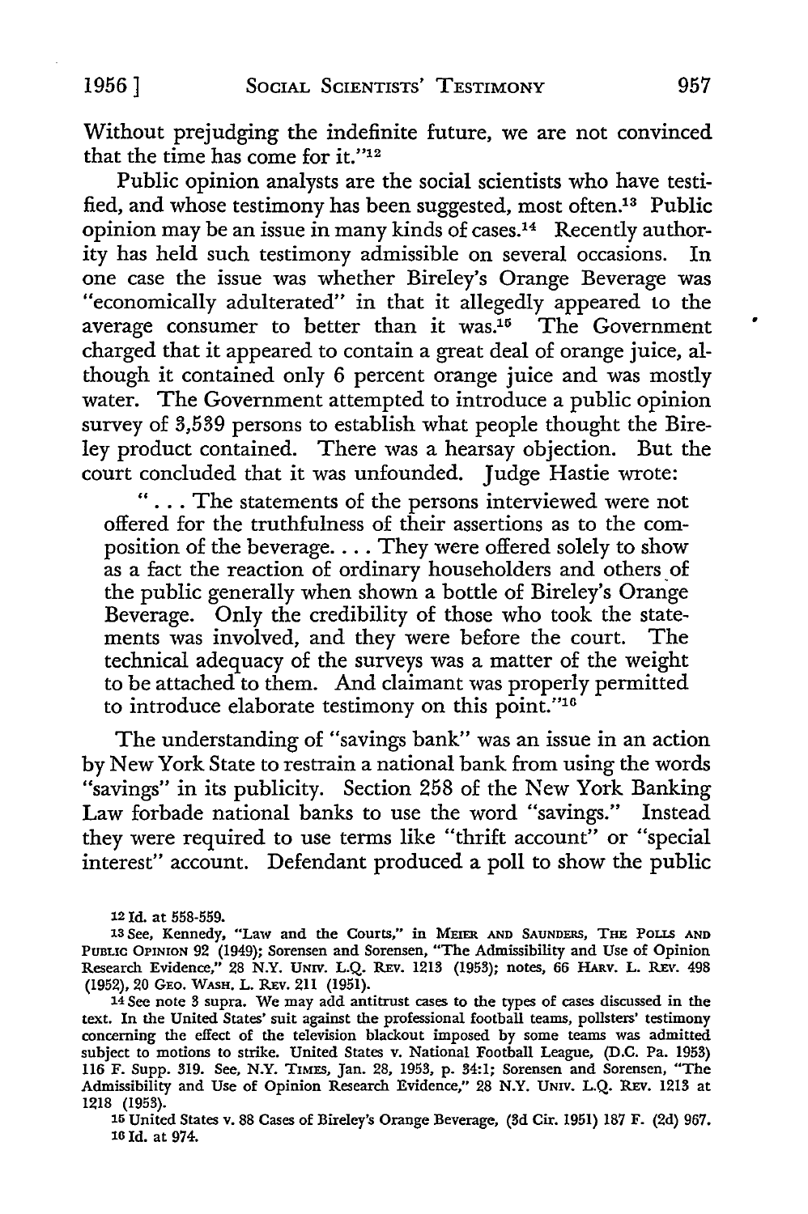Without prejudging the indefinite future, we are not convinced that the time has come for it."[12]

Public opinion analysts are the social scientists who have testified, and whose testimony has been suggested, most often.[13] Public opinion may be an issue in many kinds of cases.[14] Recently authority has held such testimony admissible on several occasions. In one case the issue was whether Bireley's Orange Beverage was "economically adulterated" in that it allegedly appeared to the average consumer to better than it was.[15] The Government charged that it appeared to contain a great deal of orange juice, although it contained only 6 percent orange juice and was mostly water. The Government attempted to introduce a public opinion survey of 3,539 persons to establish what people thought the Bireley product contained. There was a hearsay objection. But the court concluded that it was unfounded. Judge Hastie wrote:

> ". . . The statements of the persons interviewed were not offered for the truthfulness of their assertions as to the composition of the beverage. . . . They were offered solely to show as a fact the reaction of ordinary householders and others of the public generally when shown a bottle of Bireley's Orange Beverage. Only the credibility of those who took the statements was involved, and they were before the court. The technical adequacy of the surveys was a matter of the weight to be attached to them. And claimant was properly permitted to introduce elaborate testimony on this point."[16]

The understanding of "savings bank" was an issue in an action by New York State to restrain a national bank from using the words "savings" in its publicity. Section 258 of the New York Banking Law forbade national banks to use the word "savings." Instead they were required to use terms like "thrift account" or "special interest" account. Defendant produced a poll to show the public

---

[12] Id. at 558-559.

[13] See, Kennedy, "Law and the Courts," in MEIER AND SAUNDERS, THE POLLS AND PUBLIC OPINION 92 (1949); Sorensen and Sorensen, "The Admissibility and Use of Opinion Research Evidence," 28 N.Y. UNIV. L.Q. REV. 1213 (1953); notes, 66 HARV. L. REV. 498 (1952), 20 GEO. WASH. L. REV. 211 (1951).

[14] See note 3 supra. We may add antitrust cases to the types of cases discussed in the text. In the United States' suit against the professional football teams, pollsters' testimony concerning the effect of the television blackout imposed by some teams was admitted subject to motions to strike. United States v. National Football League, (D.C. Pa. 1953) 116 F. Supp. 319. See, N.Y. TIMES, Jan. 28, 1953, p. 34:1; Sorensen and Sorensen, "The Admissibility and Use of Opinion Research Evidence," 28 N.Y. UNIV. L.Q. REV. 1213 at 1218 (1953).

[15] United States v. 88 Cases of Bireley's Orange Beverage, (3d Cir. 1951) 187 F. (2d) 967.

[16] Id. at 974.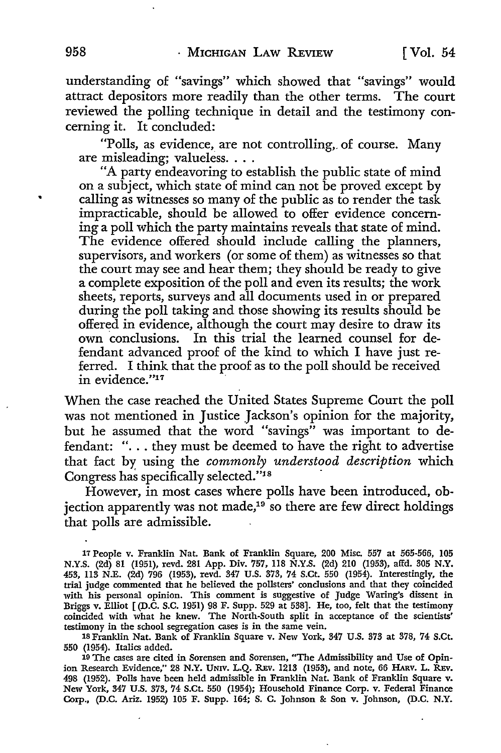understanding of "savings" which showed that "savings" would attract depositors more readily than the other terms. The court reviewed the polling technique in detail and the testimony concerning it. It concluded:

> "Polls, as evidence, are not controlling, of course. Many are misleading; valueless. . . .
>
> "A party endeavoring to establish the public state of mind on a subject, which state of mind can not be proved except by calling as witnesses so many of the public as to render the task impracticable, should be allowed to offer evidence concerning a poll which the party maintains reveals that state of mind. The evidence offered should include calling the planners, supervisors, and workers (or some of them) as witnesses so that the court may see and hear them; they should be ready to give a complete exposition of the poll and even its results; the work sheets, reports, surveys and all documents used in or prepared during the poll taking and those showing its results should be offered in evidence, although the court may desire to draw its own conclusions. In this trial the learned counsel for defendant advanced proof of the kind to which I have just referred. I think that the proof as to the poll should be received in evidence."[17]

When the case reached the United States Supreme Court the poll was not mentioned in Justice Jackson's opinion for the majority, but he assumed that the word "savings" was important to defendant: ". . . they must be deemed to have the right to advertise that fact by using the *commonly understood description* which Congress has specifically selected."[18]

However, in most cases where polls have been introduced, objection apparently was not made,[19] so there are few direct holdings that polls are admissible.

---

[17] People v. Franklin Nat. Bank of Franklin Square, 200 Misc. 557 at 565-566, 105 N.Y.S. (2d) 81 (1951), revd. 281 App. Div. 757, 118 N.Y.S. (2d) 210 (1953), affd. 305 N.Y. 453, 113 N.E. (2d) 796 (1953), revd. 347 U.S. 373, 74 S.Ct. 550 (1954). Interestingly, the trial judge commented that he believed the pollsters' conclusions and that they coincided with his personal opinion. This comment is suggestive of Judge Waring's dissent in Briggs v. Elliot [(D.C. S.C. 1951) 98 F. Supp. 529 at 538]. He, too, felt that the testimony coincided with what he knew. The North-South split in acceptance of the scientists' testimony in the school segregation cases is in the same vein.

[18] Franklin Nat. Bank of Franklin Square v. New York, 347 U.S. 373 at 378, 74 S.Ct. 550 (1954). Italics added.

[19] The cases are cited in Sorensen and Sorensen, "The Admissibility and Use of Opinion Research Evidence," 28 N.Y. Univ. L.Q. Rev. 1213 (1953), and note, 66 Harv. L. Rev. 498 (1952). Polls have been held admissible in Franklin Nat. Bank of Franklin Square v. New York, 347 U.S. 373, 74 S.Ct. 550 (1954); Household Finance Corp. v. Federal Finance Corp., (D.C. Ariz. 1952) 105 F. Supp. 164; S. C. Johnson & Son v. Johnson, (D.C. N.Y.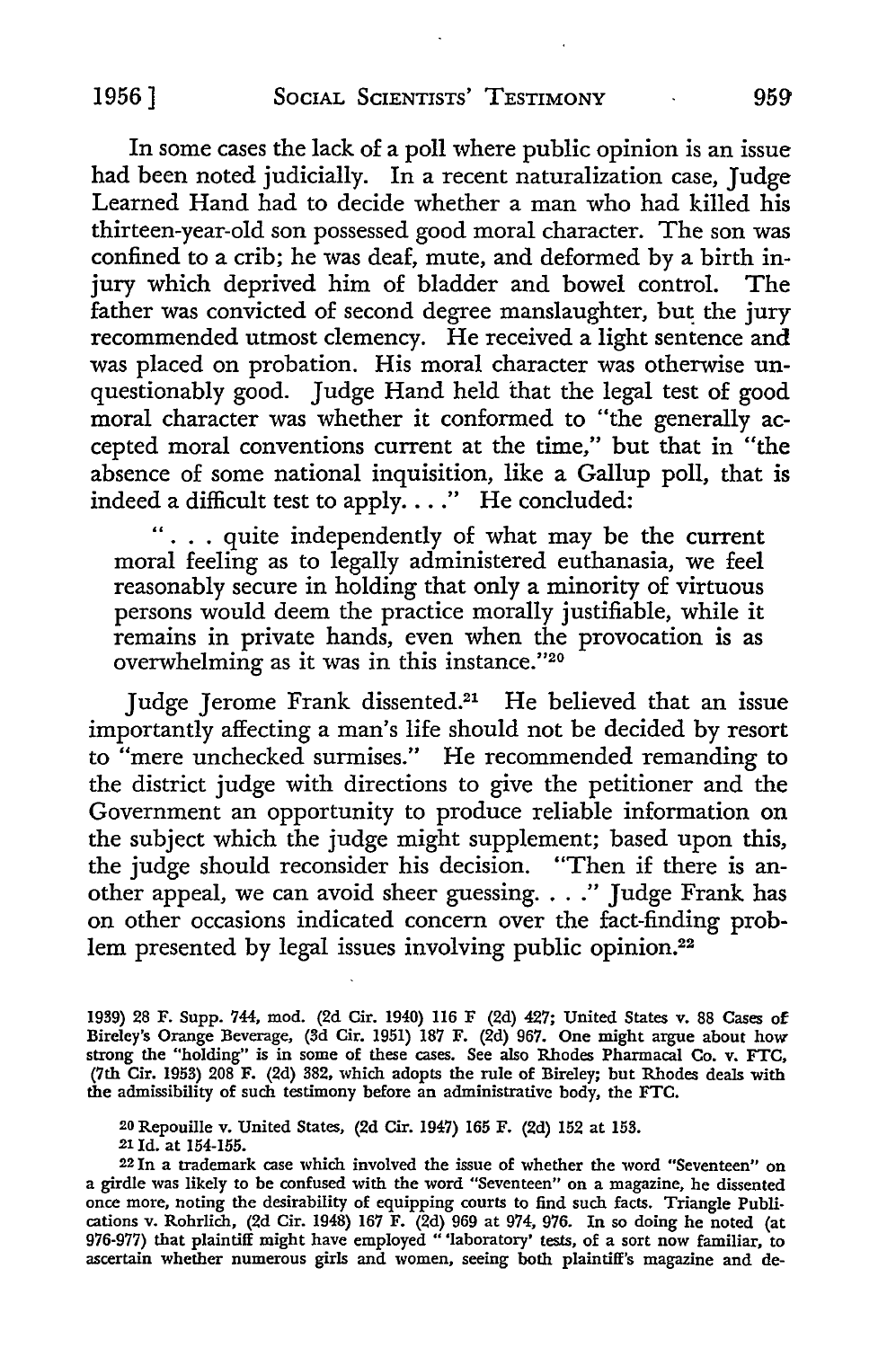In some cases the lack of a poll where public opinion is an issue had been noted judicially. In a recent naturalization case, Judge Learned Hand had to decide whether a man who had killed his thirteen-year-old son possessed good moral character. The son was confined to a crib; he was deaf, mute, and deformed by a birth injury which deprived him of bladder and bowel control. The father was convicted of second degree manslaughter, but the jury recommended utmost clemency. He received a light sentence and was placed on probation. His moral character was otherwise unquestionably good. Judge Hand held that the legal test of good moral character was whether it conformed to "the generally accepted moral conventions current at the time," but that in "the absence of some national inquisition, like a Gallup poll, that is indeed a difficult test to apply. . . ." He concluded:

> ". . . quite independently of what may be the current moral feeling as to legally administered euthanasia, we feel reasonably secure in holding that only a minority of virtuous persons would deem the practice morally justifiable, while it remains in private hands, even when the provocation is as overwhelming as it was in this instance."[20]

Judge Jerome Frank dissented.[21] He believed that an issue importantly affecting a man's life should not be decided by resort to "mere unchecked surmises." He recommended remanding to the district judge with directions to give the petitioner and the Government an opportunity to produce reliable information on the subject which the judge might supplement; based upon this, the judge should reconsider his decision. "Then if there is another appeal, we can avoid sheer guessing. . . ." Judge Frank has on other occasions indicated concern over the fact-finding problem presented by legal issues involving public opinion.[22]

---

1939) 28 F. Supp. 744, mod. (2d Cir. 1940) 116 F (2d) 427; United States v. 88 Cases of Bireley's Orange Beverage, (3d Cir. 1951) 187 F. (2d) 967. One might argue about how strong the "holding" is in some of these cases. See also Rhodes Pharmacal Co. v. FTC, (7th Cir. 1953) 208 F. (2d) 382, which adopts the rule of Bireley; but Rhodes deals with the admissibility of such testimony before an administrative body, the FTC.

[20] Repouille v. United States, (2d Cir. 1947) 165 F. (2d) 152 at 153.

[21] Id. at 154-155.

[22] In a trademark case which involved the issue of whether the word "Seventeen" on a girdle was likely to be confused with the word "Seventeen" on a magazine, he dissented once more, noting the desirability of equipping courts to find such facts. Triangle Publications v. Rohrlich, (2d Cir. 1948) 167 F. (2d) 969 at 974, 976. In so doing he noted (at 976-977) that plaintiff might have employed "'laboratory' tests, of a sort now familiar, to ascertain whether numerous girls and women, seeing both plaintiff's magazine and de-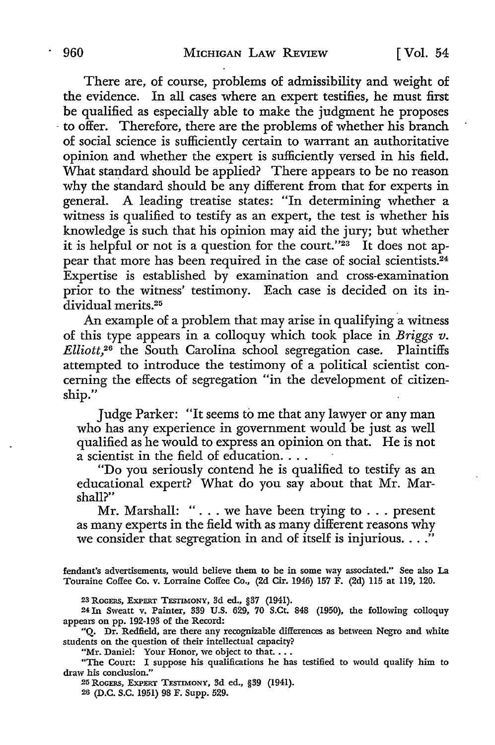There are, of course, problems of admissibility and weight of the evidence. In all cases where an expert testifies, he must first be qualified as especially able to make the judgment he proposes to offer. Therefore, there are the problems of whether his branch of social science is sufficiently certain to warrant an authoritative opinion and whether the expert is sufficiently versed in his field. What standard should be applied? There appears to be no reason why the standard should be any different from that for experts in general. A leading treatise states: "In determining whether a witness is qualified to testify as an expert, the test is whether his knowledge is such that his opinion may aid the jury; but whether it is helpful or not is a question for the court."[23] It does not appear that more has been required in the case of social scientists.[24] Expertise is established by examination and cross-examination prior to the witness' testimony. Each case is decided on its individual merits.[25]

An example of a problem that may arise in qualifying a witness of this type appears in a colloquy which took place in *Briggs v. Elliott*,[26] the South Carolina school segregation case. Plaintiffs attempted to introduce the testimony of a political scientist concerning the effects of segregation "in the development of citizenship."

> Judge Parker: "It seems to me that any lawyer or any man who has any experience in government would be just as well qualified as he would to express an opinion on that. He is not a scientist in the field of education. . . .
>
> "Do you seriously contend he is qualified to testify as an educational expert? What do you say about that Mr. Marshall?"
>
> Mr. Marshall: ". . . we have been trying to . . . present as many experts in the field with as many different reasons why we consider that segregation in and of itself is injurious. . . ."

---

fendant's advertisements, would believe them to be in some way associated." See also La Touraine Coffee Co. v. Lorraine Coffee Co., (2d Cir. 1946) 157 F. (2d) 115 at 119, 120.

[23] ROGERS, EXPERT TESTIMONY, 3d ed., §37 (1941).

[24] In Sweatt v. Painter, 339 U.S. 629, 70 S.Ct. 848 (1950), the following colloquy appears on pp. 192-193 of the Record:

"Q. Dr. Redfield, are there any recognizable differences as between Negro and white students on the question of their intellectual capacity?

"Mr. Daniel: Your Honor, we object to that. . . .

"The Court: I suppose his qualifications he has testified to would qualify him to draw his conclusion."

[25] ROGERS, EXPERT TESTIMONY, 3d ed., §39 (1941).

[26] (D.C. S.C. 1951) 98 F. Supp. 529.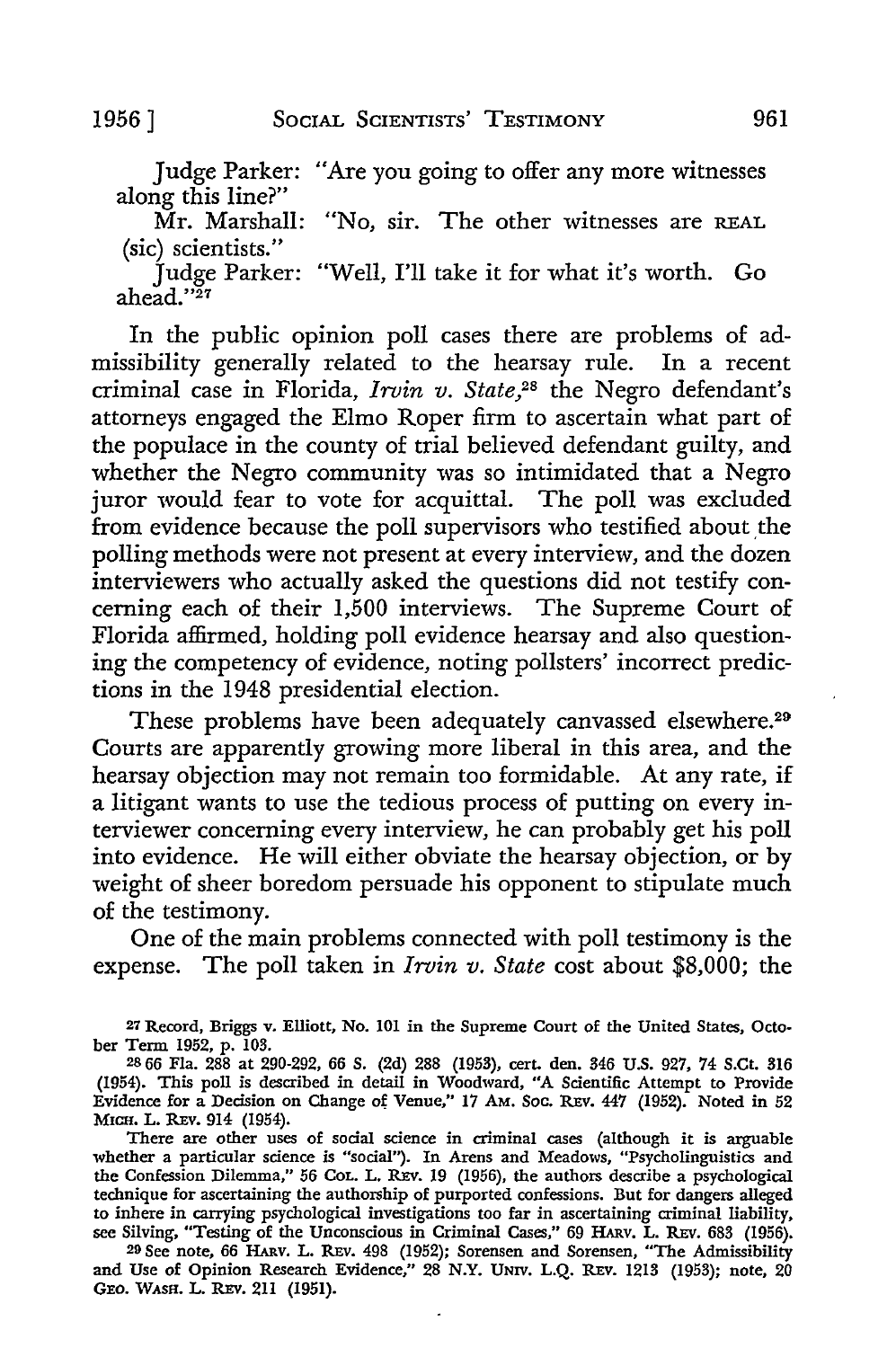Judge Parker: "Are you going to offer any more witnesses along this line?"

Mr. Marshall: "No, sir. The other witnesses are REAL (sic) scientists."

Judge Parker: "Well, I'll take it for what it's worth. Go ahead."[27]

In the public opinion poll cases there are problems of admissibility generally related to the hearsay rule. In a recent criminal case in Florida, *Irvin v. State*,[28] the Negro defendant's attorneys engaged the Elmo Roper firm to ascertain what part of the populace in the county of trial believed defendant guilty, and whether the Negro community was so intimidated that a Negro juror would fear to vote for acquittal. The poll was excluded from evidence because the poll supervisors who testified about the polling methods were not present at every interview, and the dozen interviewers who actually asked the questions did not testify concerning each of their 1,500 interviews. The Supreme Court of Florida affirmed, holding poll evidence hearsay and also questioning the competency of evidence, noting pollsters' incorrect predictions in the 1948 presidential election.

These problems have been adequately canvassed elsewhere.[29] Courts are apparently growing more liberal in this area, and the hearsay objection may not remain too formidable. At any rate, if a litigant wants to use the tedious process of putting on every interviewer concerning every interview, he can probably get his poll into evidence. He will either obviate the hearsay objection, or by weight of sheer boredom persuade his opponent to stipulate much of the testimony.

One of the main problems connected with poll testimony is the expense. The poll taken in *Irvin v. State* cost about $8,000; the

---

27 Record, Briggs v. Elliott, No. 101 in the Supreme Court of the United States, October Term 1952, p. 103.

28 66 Fla. 288 at 290-292, 66 S. (2d) 288 (1953), cert. den. 346 U.S. 927, 74 S.Ct. 316 (1954). This poll is described in detail in Woodward, "A Scientific Attempt to Provide Evidence for a Decision on Change of Venue," 17 AM. SOC. REV. 447 (1952). Noted in 52 MICH. L. REV. 914 (1954).

There are other uses of social science in criminal cases (although it is arguable whether a particular science is "social"). In Arens and Meadows, "Psycholinguistics and the Confession Dilemma," 56 COL. L. REV. 19 (1956), the authors describe a psychological technique for ascertaining the authorship of purported confessions. But for dangers alleged to inhere in carrying psychological investigations too far in ascertaining criminal liability, see Silving, "Testing of the Unconscious in Criminal Cases," 69 HARV. L. REV. 683 (1956).

29 See note, 66 HARV. L. REV. 498 (1952); Sorensen and Sorensen, "The Admissibility and Use of Opinion Research Evidence," 28 N.Y. UNIV. L.Q. REV. 1213 (1953); note, 20 GEO. WASH. L. REV. 211 (1951).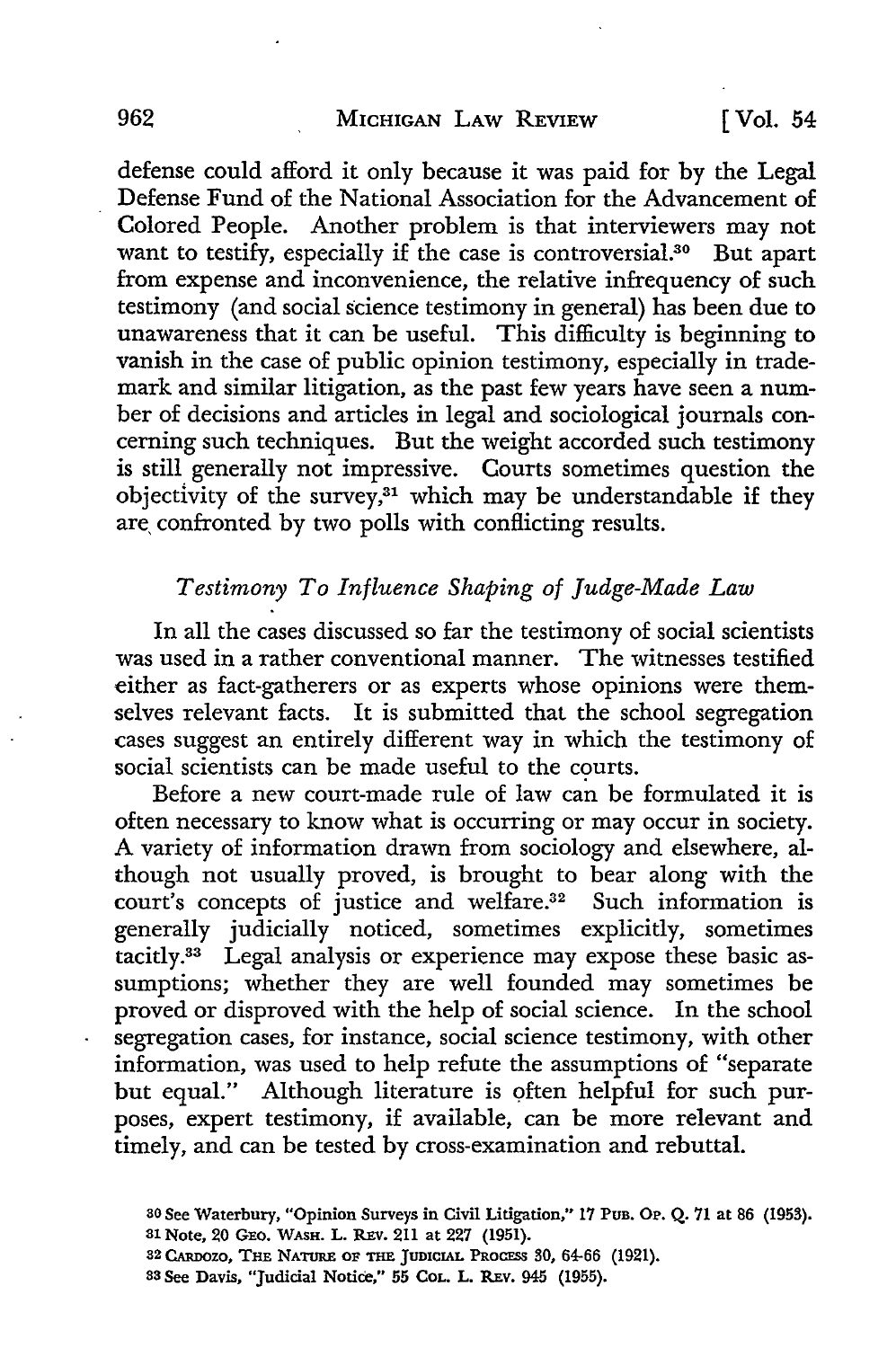defense could afford it only because it was paid for by the Legal Defense Fund of the National Association for the Advancement of Colored People. Another problem is that interviewers may not want to testify, especially if the case is controversial.[30] But apart from expense and inconvenience, the relative infrequency of such testimony (and social science testimony in general) has been due to unawareness that it can be useful. This difficulty is beginning to vanish in the case of public opinion testimony, especially in trademark and similar litigation, as the past few years have seen a number of decisions and articles in legal and sociological journals concerning such techniques. But the weight accorded such testimony is still generally not impressive. Courts sometimes question the objectivity of the survey,[31] which may be understandable if they are confronted by two polls with conflicting results.

### *Testimony To Influence Shaping of Judge-Made Law*

In all the cases discussed so far the testimony of social scientists was used in a rather conventional manner. The witnesses testified either as fact-gatherers or as experts whose opinions were themselves relevant facts. It is submitted that the school segregation cases suggest an entirely different way in which the testimony of social scientists can be made useful to the courts.

Before a new court-made rule of law can be formulated it is often necessary to know what is occurring or may occur in society. A variety of information drawn from sociology and elsewhere, although not usually proved, is brought to bear along with the court's concepts of justice and welfare.[32] Such information is generally judicially noticed, sometimes explicitly, sometimes tacitly.[33] Legal analysis or experience may expose these basic assumptions; whether they are well founded may sometimes be proved or disproved with the help of social science. In the school segregation cases, for instance, social science testimony, with other information, was used to help refute the assumptions of "separate but equal." Although literature is often helpful for such purposes, expert testimony, if available, can be more relevant and timely, and can be tested by cross-examination and rebuttal.

---

[30] See Waterbury, "Opinion Surveys in Civil Litigation," 17 PUB. OP. Q. 71 at 86 (1953).

[31] Note, 20 GEO. WASH. L. REV. 211 at 227 (1951).

[32] CARDOZO, THE NATURE OF THE JUDICIAL PROCESS 30, 64-66 (1921).

[33] See Davis, "Judicial Notice," 55 COL. L. REV. 945 (1955).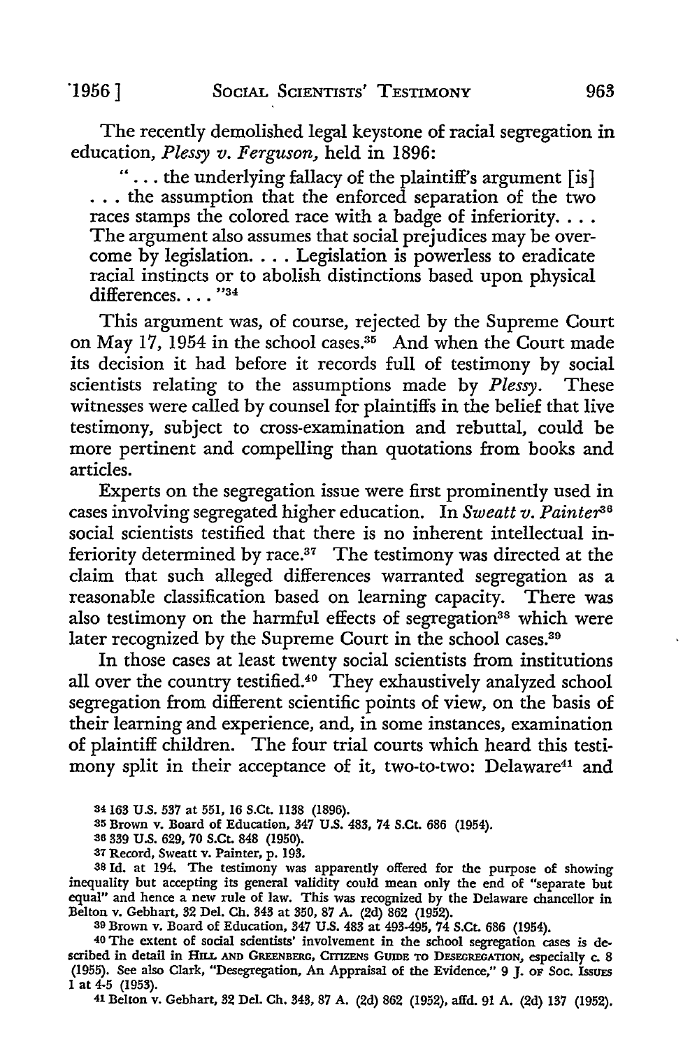The recently demolished legal keystone of racial segregation in education, *Plessy v. Ferguson*, held in 1896:

> "... the underlying fallacy of the plaintiff's argument [is] ... the assumption that the enforced separation of the two races stamps the colored race with a badge of inferiority. ... The argument also assumes that social prejudices may be overcome by legislation. ... Legislation is powerless to eradicate racial instincts or to abolish distinctions based upon physical differences. ..."[34]

This argument was, of course, rejected by the Supreme Court on May 17, 1954 in the school cases.[35] And when the Court made its decision it had before it records full of testimony by social scientists relating to the assumptions made by *Plessy*. These witnesses were called by counsel for plaintiffs in the belief that live testimony, subject to cross-examination and rebuttal, could be more pertinent and compelling than quotations from books and articles.

Experts on the segregation issue were first prominently used in cases involving segregated higher education. In *Sweatt v. Painter*[36] social scientists testified that there is no inherent intellectual inferiority determined by race.[37] The testimony was directed at the claim that such alleged differences warranted segregation as a reasonable classification based on learning capacity. There was also testimony on the harmful effects of segregation[38] which were later recognized by the Supreme Court in the school cases.[39]

In those cases at least twenty social scientists from institutions all over the country testified.[40] They exhaustively analyzed school segregation from different scientific points of view, on the basis of their learning and experience, and, in some instances, examination of plaintiff children. The four trial courts which heard this testimony split in their acceptance of it, two-to-two: Delaware[41] and

---

[34] 163 U.S. 537 at 551, 16 S.Ct. 1138 (1896).

[35] Brown v. Board of Education, 347 U.S. 483, 74 S.Ct. 686 (1954).

[36] 339 U.S. 629, 70 S.Ct. 848 (1950).

[37] Record, Sweatt v. Painter, p. 193.

[38] Id. at 194. The testimony was apparently offered for the purpose of showing inequality but accepting its general validity could mean only the end of "separate but equal" and hence a new rule of law. This was recognized by the Delaware chancellor in Belton v. Gebhart, 32 Del. Ch. 343 at 350, 87 A. (2d) 862 (1952).

[39] Brown v. Board of Education, 347 U.S. 483 at 493-495, 74 S.Ct. 686 (1954).

[40] The extent of social scientists' involvement in the school segregation cases is described in detail in HILL AND GREENBERG, CITIZENS GUIDE TO DESEGREGATION, especially c. 8 (1955). See also Clark, "Desegregation, An Appraisal of the Evidence," 9 J. OF SOC. ISSUES 1 at 4-5 (1953).

[41] Belton v. Gebhart, 32 Del. Ch. 343, 87 A. (2d) 862 (1952), affd. 91 A. (2d) 137 (1952).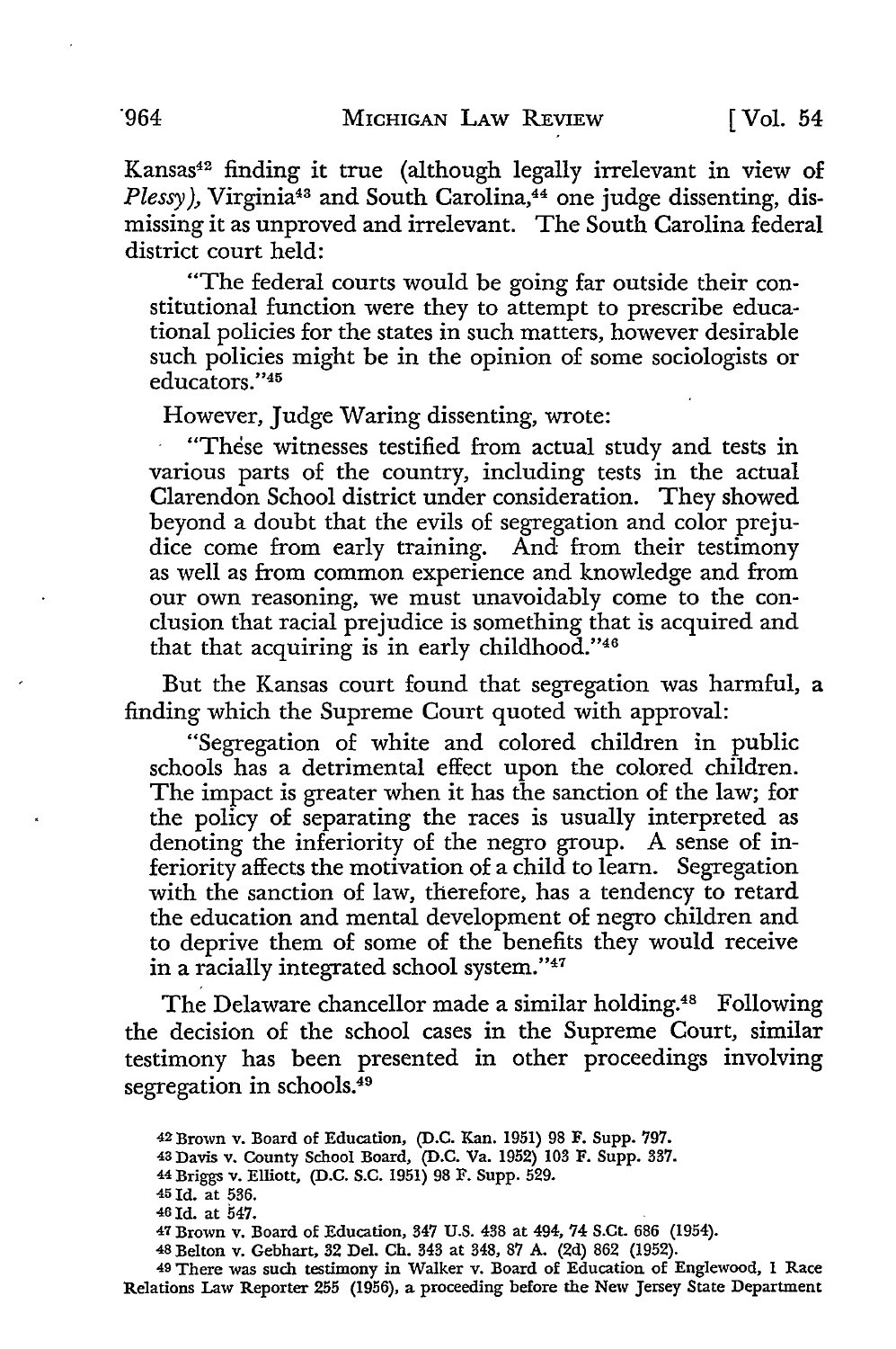Kansas[42] finding it true (although legally irrelevant in view of *Plessy*), Virginia[43] and South Carolina,[44] one judge dissenting, dismissing it as unproved and irrelevant. The South Carolina federal district court held:

> "The federal courts would be going far outside their constitutional function were they to attempt to prescribe educational policies for the states in such matters, however desirable such policies might be in the opinion of some sociologists or educators."[45]

However, Judge Waring dissenting, wrote:

> "These witnesses testified from actual study and tests in various parts of the country, including tests in the actual Clarendon School district under consideration. They showed beyond a doubt that the evils of segregation and color prejudice come from early training. And from their testimony as well as from common experience and knowledge and from our own reasoning, we must unavoidably come to the conclusion that racial prejudice is something that is acquired and that that acquiring is in early childhood."[46]

But the Kansas court found that segregation was harmful, a finding which the Supreme Court quoted with approval:

> "Segregation of white and colored children in public schools has a detrimental effect upon the colored children. The impact is greater when it has the sanction of the law; for the policy of separating the races is usually interpreted as denoting the inferiority of the negro group. A sense of inferiority affects the motivation of a child to learn. Segregation with the sanction of law, therefore, has a tendency to retard the education and mental development of negro children and to deprive them of some of the benefits they would receive in a racially integrated school system."[47]

The Delaware chancellor made a similar holding.[48] Following the decision of the school cases in the Supreme Court, similar testimony has been presented in other proceedings involving segregation in schools.[49]

[42] Brown v. Board of Education, (D.C. Kan. 1951) 98 F. Supp. 797.

[43] Davis v. County School Board, (D.C. Va. 1952) 103 F. Supp. 337.

[44] Briggs v. Elliott, (D.C. S.C. 1951) 98 F. Supp. 529.

[45] Id. at 536.

[46] Id. at 547.

[47] Brown v. Board of Education, 347 U.S. 483 at 494, 74 S.Ct. 686 (1954).

[48] Belton v. Gebhart, 32 Del. Ch. 343 at 348, 87 A. (2d) 862 (1952).

[49] There was such testimony in Walker v. Board of Education of Englewood, 1 Race Relations Law Reporter 255 (1956), a proceeding before the New Jersey State Department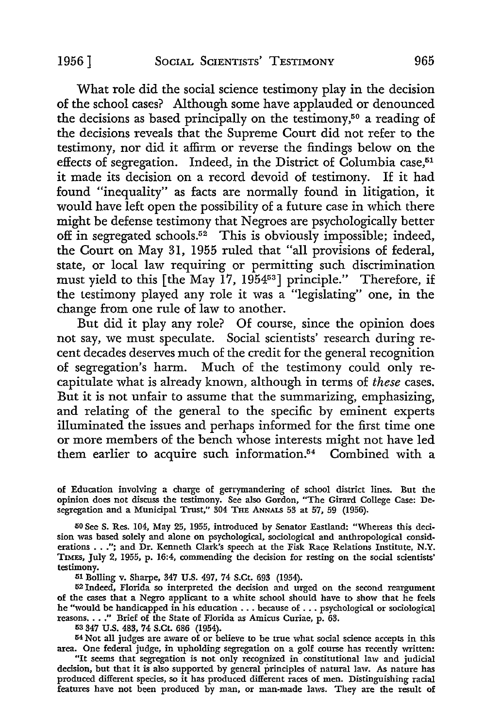What role did the social science testimony play in the decision of the school cases? Although some have applauded or denounced the decisions as based principally on the testimony,[50] a reading of the decisions reveals that the Supreme Court did not refer to the testimony, nor did it affirm or reverse the findings below on the effects of segregation. Indeed, in the District of Columbia case,[51] it made its decision on a record devoid of testimony. If it had found "inequality" as facts are normally found in litigation, it would have left open the possibility of a future case in which there might be defense testimony that Negroes are psychologically better off in segregated schools.[52] This is obviously impossible; indeed, the Court on May 31, 1955 ruled that "all provisions of federal, state, or local law requiring or permitting such discrimination must yield to this [the May 17, 1954[53]] principle." Therefore, if the testimony played any role it was a "legislating" one, in the change from one rule of law to another.

But did it play any role? Of course, since the opinion does not say, we must speculate. Social scientists' research during recent decades deserves much of the credit for the general recognition of segregation's harm. Much of the testimony could only recapitulate what is already known, although in terms of *these* cases. But it is not unfair to assume that the summarizing, emphasizing, and relating of the general to the specific by eminent experts illuminated the issues and perhaps informed for the first time one or more members of the bench whose interests might not have led them earlier to acquire such information.[54] Combined with a

of Education involving a charge of gerrymandering of school district lines. But the opinion does not discuss the testimony. See also Gordon, "The Girard College Case: Desegregation and a Municipal Trust," 304 THE ANNALS 53 at 57, 59 (1956).

[50] See S. Res. 104, May 25, 1955, introduced by Senator Eastland: "Whereas this decision was based solely and alone on psychological, sociological and anthropological considerations . . ."; and Dr. Kenneth Clark's speech at the Fisk Race Relations Institute, N.Y. TIMES, July 2, 1955, p. 16:4, commending the decision for resting on the social scientists' testimony.

[51] Bolling v. Sharpe, 347 U.S. 497, 74 S.Ct. 693 (1954).

[52] Indeed, Florida so interpreted the decision and urged on the second reargument of the cases that a Negro applicant to a white school should have to show that he feels he "would be handicapped in his education . . . because of . . . psychological or sociological reasons. . . ." Brief of the State of Florida as Amicus Curiae, p. 63.

[53] 347 U.S. 483, 74 S.Ct. 686 (1954).

[54] Not all judges are aware of or believe to be true what social science accepts in this area. One federal judge, in upholding segregation on a golf course has recently written:

"It seems that segregation is not only recognized in constitutional law and judicial decision, but that it is also supported by general principles of natural law. As nature has produced different species, so it has produced different races of men. Distinguishing racial features have not been produced by man, or man-made laws. They are the result of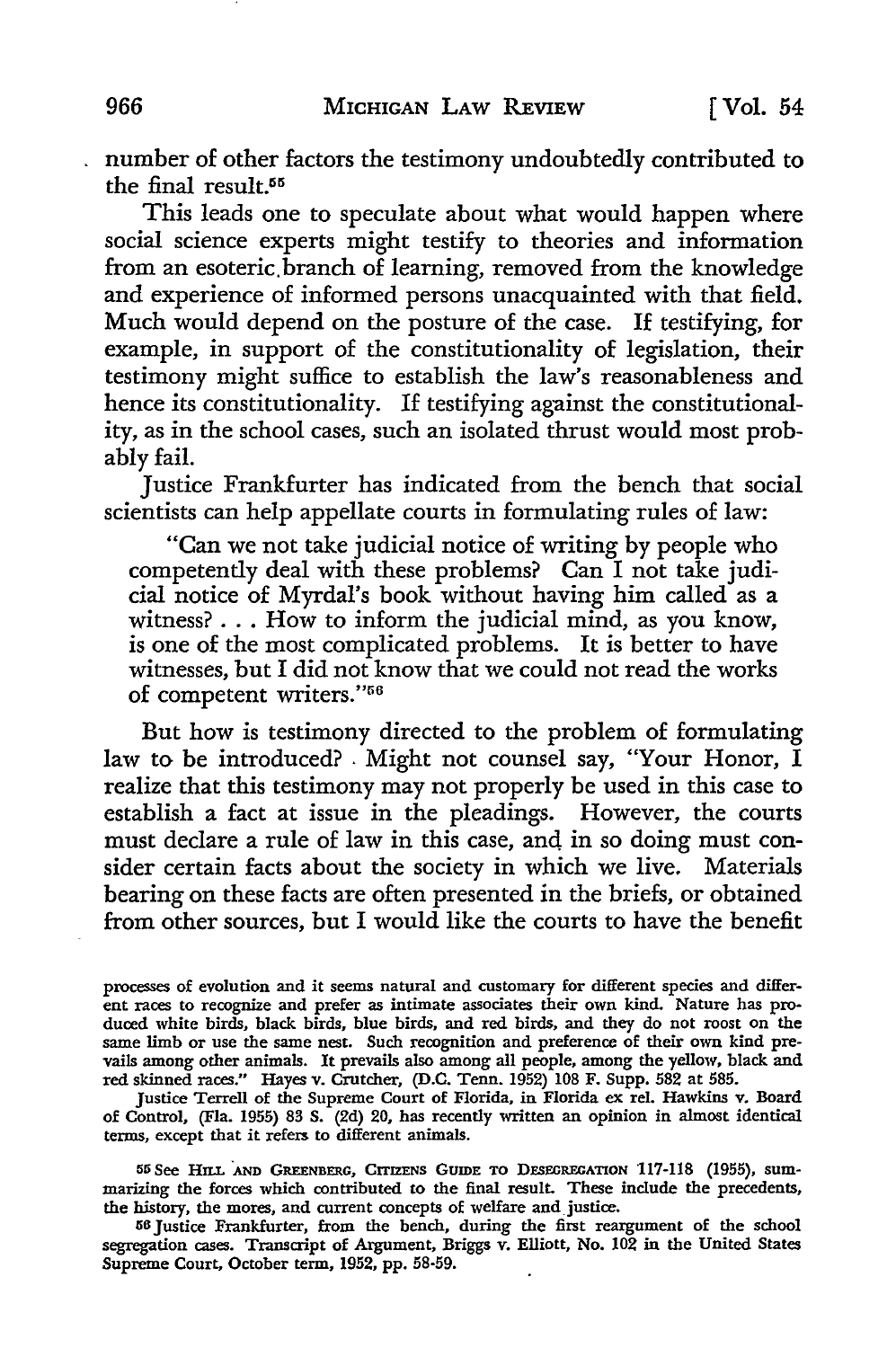number of other factors the testimony undoubtedly contributed to the final result.[55]

This leads one to speculate about what would happen where social science experts might testify to theories and information from an esoteric branch of learning, removed from the knowledge and experience of informed persons unacquainted with that field. Much would depend on the posture of the case. If testifying, for example, in support of the constitutionality of legislation, their testimony might suffice to establish the law's reasonableness and hence its constitutionality. If testifying against the constitutionality, as in the school cases, such an isolated thrust would most probably fail.

Justice Frankfurter has indicated from the bench that social scientists can help appellate courts in formulating rules of law:

> "Can we not take judicial notice of writing by people who competently deal with these problems? Can I not take judicial notice of Myrdal's book without having him called as a witness? . . . How to inform the judicial mind, as you know, is one of the most complicated problems. It is better to have witnesses, but I did not know that we could not read the works of competent writers."[56]

But how is testimony directed to the problem of formulating law to be introduced? Might not counsel say, "Your Honor, I realize that this testimony may not properly be used in this case to establish a fact at issue in the pleadings. However, the courts must declare a rule of law in this case, and in so doing must consider certain facts about the society in which we live. Materials bearing on these facts are often presented in the briefs, or obtained from other sources, but I would like the courts to have the benefit

---

processes of evolution and it seems natural and customary for different species and different races to recognize and prefer as intimate associates their own kind. Nature has produced white birds, black birds, blue birds, and red birds, and they do not roost on the same limb or use the same nest. Such recognition and preference of their own kind prevails among other animals. It prevails also among all people, among the yellow, black and red skinned races." Hayes v. Crutcher, (D.C. Tenn. 1952) 108 F. Supp. 582 at 585.

Justice Terrell of the Supreme Court of Florida, in Florida ex rel. Hawkins v. Board of Control, (Fla. 1955) 83 S. (2d) 20, has recently written an opinion in almost identical terms, except that it refers to different animals.

[55] See HILL AND GREENBERG, CITIZENS GUIDE TO DESEGREGATION 117-118 (1955), summarizing the forces which contributed to the final result. These include the precedents, the history, the mores, and current concepts of welfare and justice.

[56] Justice Frankfurter, from the bench, during the first reargument of the school segregation cases. Transcript of Argument, Briggs v. Elliott, No. 102 in the United States Supreme Court, October term, 1952, pp. 58-59.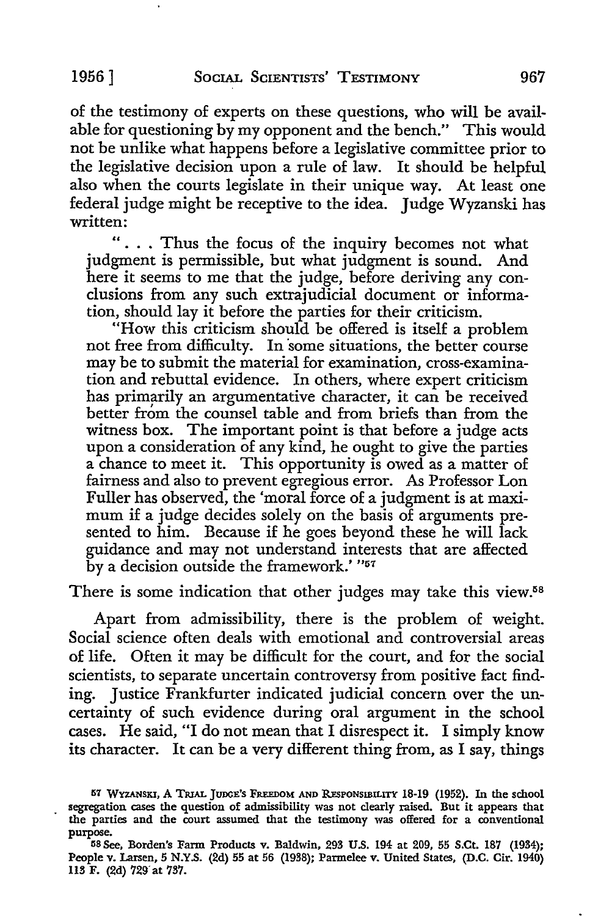of the testimony of experts on these questions, who will be available for questioning by my opponent and the bench." This would not be unlike what happens before a legislative committee prior to the legislative decision upon a rule of law. It should be helpful also when the courts legislate in their unique way. At least one federal judge might be receptive to the idea. Judge Wyzanski has written:

> ". . . Thus the focus of the inquiry becomes not what judgment is permissible, but what judgment is sound. And here it seems to me that the judge, before deriving any conclusions from any such extrajudicial document or information, should lay it before the parties for their criticism.
>
> "How this criticism should be offered is itself a problem not free from difficulty. In some situations, the better course may be to submit the material for examination, cross-examination and rebuttal evidence. In others, where expert criticism has primarily an argumentative character, it can be received better from the counsel table and from briefs than from the witness box. The important point is that before a judge acts upon a consideration of any kind, he ought to give the parties a chance to meet it. This opportunity is owed as a matter of fairness and also to prevent egregious error. As Professor Lon Fuller has observed, the 'moral force of a judgment is at maximum if a judge decides solely on the basis of arguments presented to him. Because if he goes beyond these he will lack guidance and may not understand interests that are affected by a decision outside the framework.' "[57]

There is some indication that other judges may take this view.[58]

Apart from admissibility, there is the problem of weight. Social science often deals with emotional and controversial areas of life. Often it may be difficult for the court, and for the social scientists, to separate uncertain controversy from positive fact finding. Justice Frankfurter indicated judicial concern over the uncertainty of such evidence during oral argument in the school cases. He said, "I do not mean that I disrespect it. I simply know its character. It can be a very different thing from, as I say, things

---

[57] WYZANSKI, A TRIAL JUDGE'S FREEDOM AND RESPONSIBILITY 18-19 (1952). In the school segregation cases the question of admissibility was not clearly raised. But it appears that the parties and the court assumed that the testimony was offered for a conventional purpose.

[58] See, Borden's Farm Products v. Baldwin, 293 U.S. 194 at 209, 55 S.Ct. 187 (1934); People v. Larsen, 5 N.Y.S. (2d) 55 at 56 (1938); Parmelee v. United States, (D.C. Cir. 1940) 113 F. (2d) 729 at 737.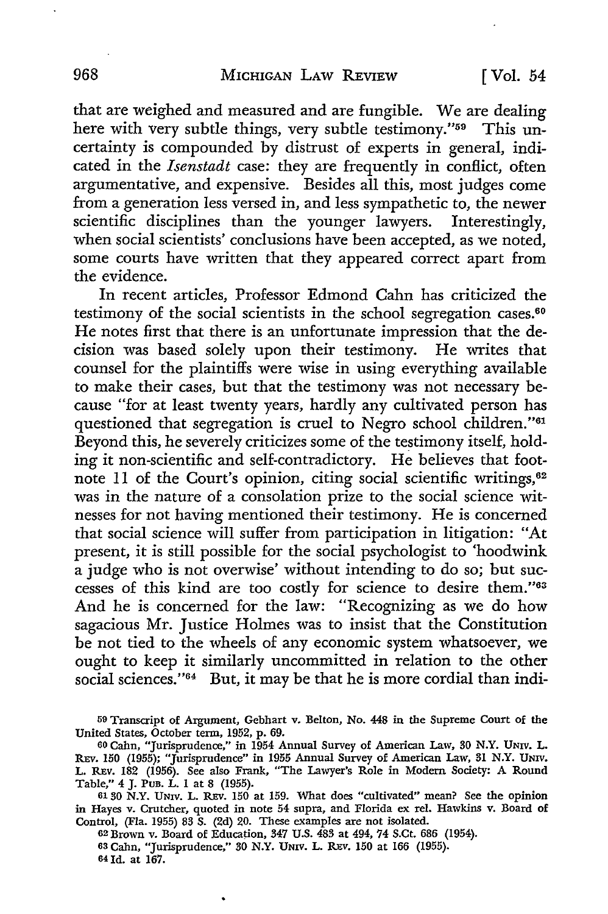that are weighed and measured and are fungible. We are dealing here with very subtle things, very subtle testimony."[59] This uncertainty is compounded by distrust of experts in general, indicated in the *Isenstadt* case: they are frequently in conflict, often argumentative, and expensive. Besides all this, most judges come from a generation less versed in, and less sympathetic to, the newer scientific disciplines than the younger lawyers. Interestingly, when social scientists' conclusions have been accepted, as we noted, some courts have written that they appeared correct apart from the evidence.

In recent articles, Professor Edmond Cahn has criticized the testimony of the social scientists in the school segregation cases.[60] He notes first that there is an unfortunate impression that the decision was based solely upon their testimony. He writes that counsel for the plaintiffs were wise in using everything available to make their cases, but that the testimony was not necessary because "for at least twenty years, hardly any cultivated person has questioned that segregation is cruel to Negro school children."[61] Beyond this, he severely criticizes some of the testimony itself, holding it non-scientific and self-contradictory. He believes that footnote 11 of the Court's opinion, citing social scientific writings,[62] was in the nature of a consolation prize to the social science witnesses for not having mentioned their testimony. He is concerned that social science will suffer from participation in litigation: "At present, it is still possible for the social psychologist to 'hoodwink a judge who is not overwise' without intending to do so; but successes of this kind are too costly for science to desire them."[63] And he is concerned for the law: "Recognizing as we do how sagacious Mr. Justice Holmes was to insist that the Constitution be not tied to the wheels of any economic system whatsoever, we ought to keep it similarly uncommitted in relation to the other social sciences."[64] But, it may be that he is more cordial than indi-

[59] Transcript of Argument, Gebhart v. Belton, No. 448 in the Supreme Court of the United States, October term, 1952, p. 69.

[60] Cahn, "Jurisprudence," in 1954 Annual Survey of American Law, 30 N.Y. Univ. L. Rev. 150 (1955); "Jurisprudence" in 1955 Annual Survey of American Law, 31 N.Y. Univ. L. Rev. 182 (1956). See also Frank, "The Lawyer's Role in Modern Society: A Round Table," 4 J. Pub. L. 1 at 8 (1955).

[61] 30 N.Y. Univ. L. Rev. 150 at 159. What does "cultivated" mean? See the opinion in Hayes v. Crutcher, quoted in note 54 supra, and Florida ex rel. Hawkins v. Board of Control, (Fla. 1955) 83 S. (2d) 20. These examples are not isolated.

[62] Brown v. Board of Education, 347 U.S. 483 at 494, 74 S.Ct. 686 (1954).

[63] Cahn, "Jurisprudence," 30 N.Y. Univ. L. Rev. 150 at 166 (1955).

[64] Id. at 167.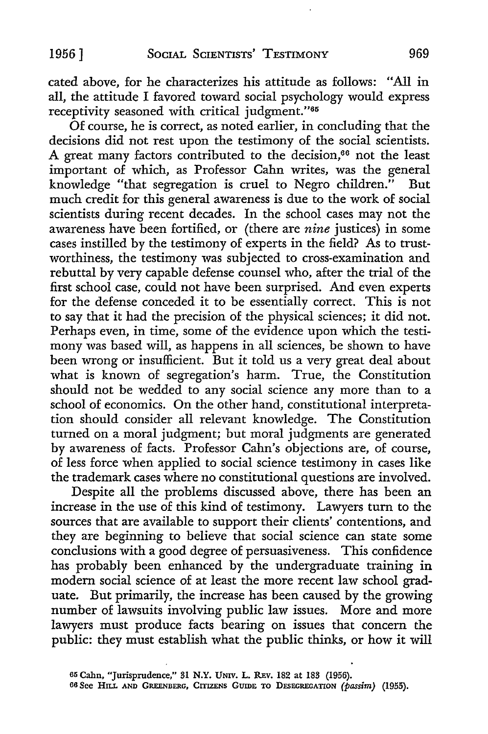cated above, for he characterizes his attitude as follows: "All in all, the attitude I favored toward social psychology would express receptivity seasoned with critical judgment."[65]

Of course, he is correct, as noted earlier, in concluding that the decisions did not rest upon the testimony of the social scientists. A great many factors contributed to the decision,[66] not the least important of which, as Professor Cahn writes, was the general knowledge "that segregation is cruel to Negro children." But much credit for this general awareness is due to the work of social scientists during recent decades. In the school cases may not the awareness have been fortified, or (there are *nine* justices) in some cases instilled by the testimony of experts in the field? As to trustworthiness, the testimony was subjected to cross-examination and rebuttal by very capable defense counsel who, after the trial of the first school case, could not have been surprised. And even experts for the defense conceded it to be essentially correct. This is not to say that it had the precision of the physical sciences; it did not. Perhaps even, in time, some of the evidence upon which the testimony was based will, as happens in all sciences, be shown to have been wrong or insufficient. But it told us a very great deal about what is known of segregation's harm. True, the Constitution should not be wedded to any social science any more than to a school of economics. On the other hand, constitutional interpretation should consider all relevant knowledge. The Constitution turned on a moral judgment; but moral judgments are generated by awareness of facts. Professor Cahn's objections are, of course, of less force when applied to social science testimony in cases like the trademark cases where no constitutional questions are involved.

Despite all the problems discussed above, there has been an increase in the use of this kind of testimony. Lawyers turn to the sources that are available to support their clients' contentions, and they are beginning to believe that social science can state some conclusions with a good degree of persuasiveness. This confidence has probably been enhanced by the undergraduate training in modern social science of at least the more recent law school graduate. But primarily, the increase has been caused by the growing number of lawsuits involving public law issues. More and more lawyers must produce facts bearing on issues that concern the public: they must establish what the public thinks, or how it will

[65] Cahn, "Jurisprudence," 31 N.Y. Univ. L. Rev. 182 at 183 (1956).

[66] See Hill and Greenberg, Citizens Guide to Desegregation (*passim*) (1955).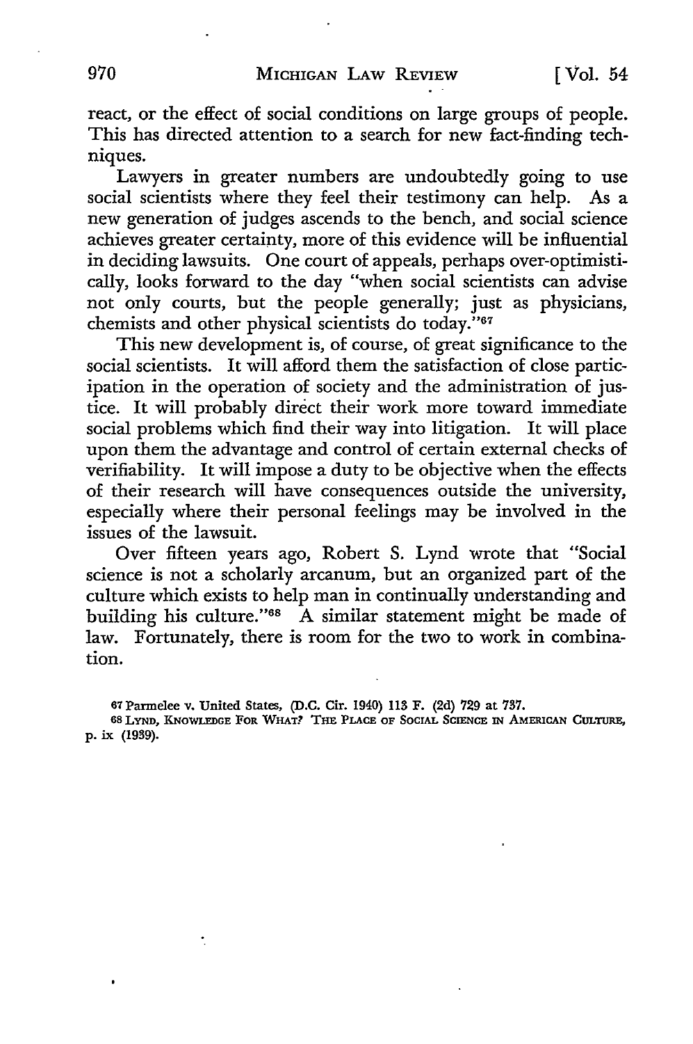react, or the effect of social conditions on large groups of people. This has directed attention to a search for new fact-finding techniques.

Lawyers in greater numbers are undoubtedly going to use social scientists where they feel their testimony can help. As a new generation of judges ascends to the bench, and social science achieves greater certainty, more of this evidence will be influential in deciding lawsuits. One court of appeals, perhaps over-optimistically, looks forward to the day "when social scientists can advise not only courts, but the people generally; just as physicians, chemists and other physical scientists do today."[67]

This new development is, of course, of great significance to the social scientists. It will afford them the satisfaction of close participation in the operation of society and the administration of justice. It will probably direct their work more toward immediate social problems which find their way into litigation. It will place upon them the advantage and control of certain external checks of verifiability. It will impose a duty to be objective when the effects of their research will have consequences outside the university, especially where their personal feelings may be involved in the issues of the lawsuit.

Over fifteen years ago, Robert S. Lynd wrote that "Social science is not a scholarly arcanum, but an organized part of the culture which exists to help man in continually understanding and building his culture."[68] A similar statement might be made of law. Fortunately, there is room for the two to work in combination.

---

[67] Parmelee v. United States, (D.C. Cir. 1940) 113 F. (2d) 729 at 737.

[68] LYND, KNOWLEDGE FOR WHAT? THE PLACE OF SOCIAL SCIENCE IN AMERICAN CULTURE, p. ix (1939).